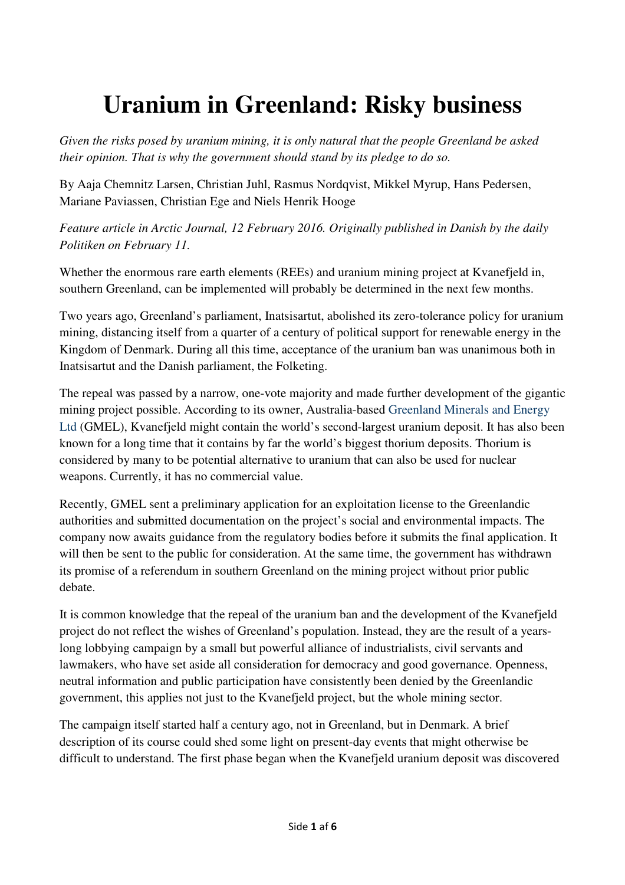# Uranium in Greenland: Risky business

*Given the risks posed by uranium mining, it is only natural that the people Greenland be asked their opinion. That is why the government should stand by its pledge to do so.*

By Aaja Chemnitz Larsen, Christian Juhl, Rasmus Nordqvist, Mikkel Myrup, Hans Pedersen, Mariane Paviassen, Christian Ege and Niels Henrik Hooge

*Feature article in Arctic Journal, 12 February 2016. Originally published in Danish by the daily Politiken on February 11.*

Whether the enormous rare earth elements (REEs) and uranium mining project at Kvanefjeld in, southern Greenland, can be implemented will probably be determined in the next few months.

Two years ago, Greenland's parliament, Inatsisartut, abolished its zero-tolerance policy for uranium mining, distancing itself from a quarter of a century of political support for renewable energy in the Kingdom of Denmark. During all this time, acceptance of the uranium ban was unanimous both in Inatsisartut and the Danish parliament, the Folketing.

The repeal was passed by a narrow, one-vote majority and made further development of the gigantic mining project possible. According to its owner, Australia-based Greenland Minerals and Energy Ltd (GMEL), Kvanefjeld might contain the world's second-largest uranium deposit. It has also been known for a long time that it contains by far the world's biggest thorium deposits. Thorium is considered by many to be potential alternative to uranium that can also be used for nuclear weapons. Currently, it has no commercial value.

Recently, GMEL sent a preliminary application for an exploitation license to the Greenlandic authorities and submitted documentation on the project's social and environmental impacts. The company now awaits guidance from the regulatory bodies before it submits the final application. It will then be sent to the public for consideration. At the same time, the government has withdrawn its promise of a referendum in southern Greenland on the mining project without prior public debate.

It is common knowledge that the repeal of the uranium ban and the development of the Kvanefjeld project do not reflect the wishes of Greenland's population. Instead, they are the result of a years-long lobbying campaign by a small but powerful alliance of industrialists, civil servants and lawmakers, who have set aside all consideration for democracy and good governance. Openness, neutral information and public participation have consistently been denied by the Greenlandic government, this applies not just to the Kvanefjeld project, but the whole mining sector.

The campaign itself started half a century ago, not in Greenland, but in Denmark. A brief description of its course could shed some light on present-day events that might otherwise be difficult to understand. The first phase began when the Kvanefjeld uranium deposit was discovered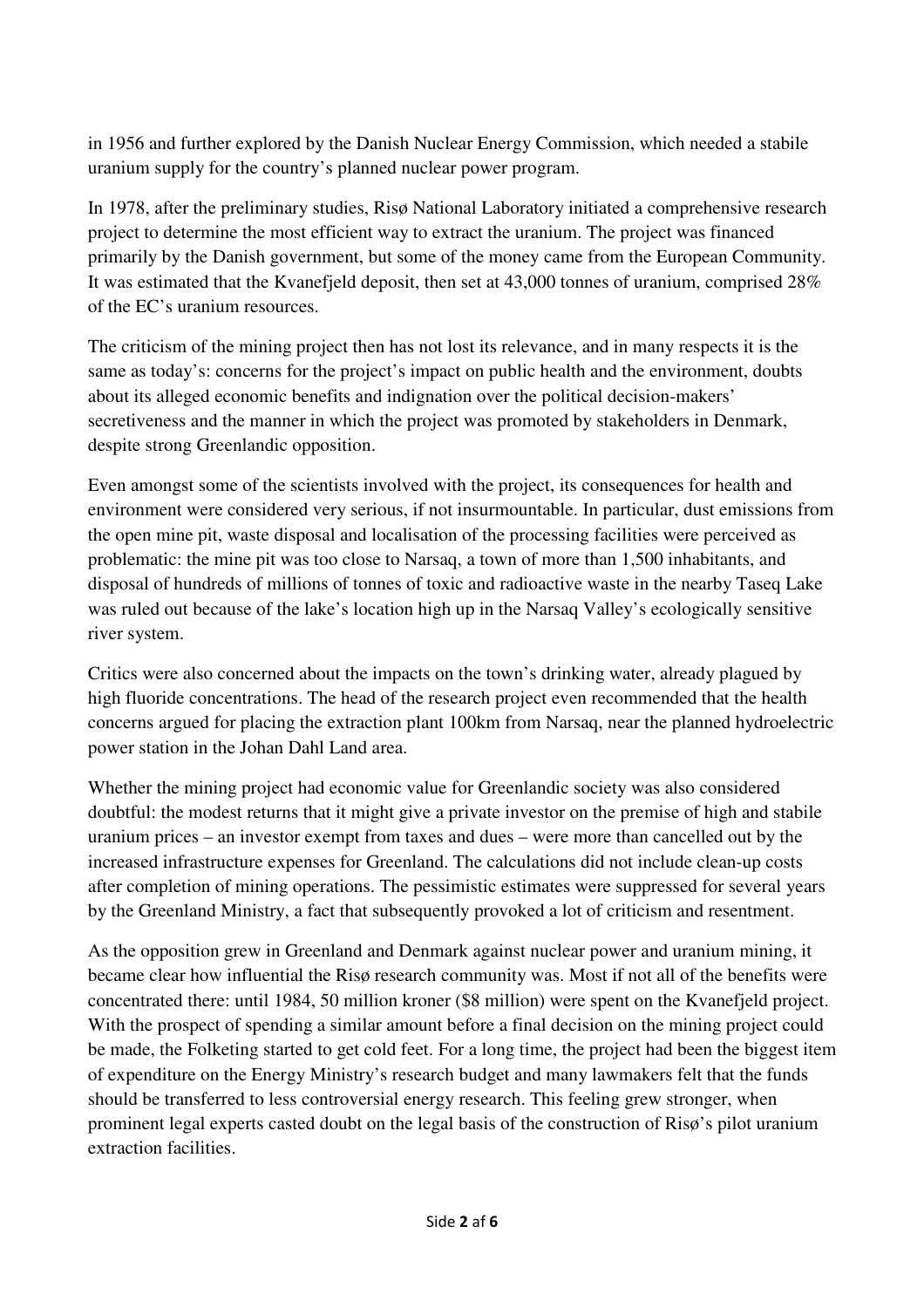in 1956 and further explored by the Danish Nuclear Energy Commission, which needed a stabile uranium supply for the country's planned nuclear power program.

In 1978, after the preliminary studies, Risø National Laboratory initiated a comprehensive research project to determine the most efficient way to extract the uranium. The project was financed primarily by the Danish government, but some of the money came from the European Community. It was estimated that the Kvanefjeld deposit, then set at 43,000 tonnes of uranium, comprised 28% of the EC's uranium resources.

The criticism of the mining project then has not lost its relevance, and in many respects it is the same as today's: concerns for the project's impact on public health and the environment, doubts about its alleged economic benefits and indignation over the political decision-makers' secretiveness and the manner in which the project was promoted by stakeholders in Denmark, despite strong Greenlandic opposition.

Even amongst some of the scientists involved with the project, its consequences for health and environment were considered very serious, if not insurmountable. In particular, dust emissions from the open mine pit, waste disposal and localisation of the processing facilities were perceived as problematic: the mine pit was too close to Narsaq, a town of more than 1,500 inhabitants, and disposal of hundreds of millions of tonnes of toxic and radioactive waste in the nearby Taseq Lake was ruled out because of the lake's location high up in the Narsaq Valley's ecologically sensitive river system.

Critics were also concerned about the impacts on the town's drinking water, already plagued by high fluoride concentrations. The head of the research project even recommended that the health concerns argued for placing the extraction plant 100km from Narsaq, near the planned hydroelectric power station in the Johan Dahl Land area.

Whether the mining project had economic value for Greenlandic society was also considered doubtful: the modest returns that it might give a private investor on the premise of high and stabile uranium prices – an investor exempt from taxes and dues – were more than cancelled out by the increased infrastructure expenses for Greenland. The calculations did not include clean-up costs after completion of mining operations. The pessimistic estimates were suppressed for several years by the Greenland Ministry, a fact that subsequently provoked a lot of criticism and resentment.

As the opposition grew in Greenland and Denmark against nuclear power and uranium mining, it became clear how influential the Risø research community was. Most if not all of the benefits were concentrated there: until 1984, 50 million kroner ($8 million) were spent on the Kvanefjeld project. With the prospect of spending a similar amount before a final decision on the mining project could be made, the Folketing started to get cold feet. For a long time, the project had been the biggest item of expenditure on the Energy Ministry's research budget and many lawmakers felt that the funds should be transferred to less controversial energy research. This feeling grew stronger, when prominent legal experts casted doubt on the legal basis of the construction of Risø's pilot uranium extraction facilities.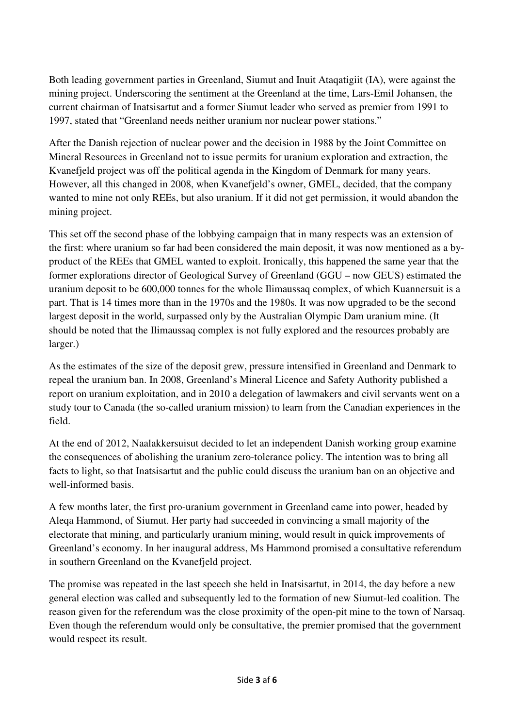Both leading government parties in Greenland, Siumut and Inuit Ataqatigiit (IA), were against the mining project. Underscoring the sentiment at the Greenland at the time, Lars-Emil Johansen, the current chairman of Inatsisartut and a former Siumut leader who served as premier from 1991 to 1997, stated that "Greenland needs neither uranium nor nuclear power stations."

After the Danish rejection of nuclear power and the decision in 1988 by the Joint Committee on Mineral Resources in Greenland not to issue permits for uranium exploration and extraction, the Kvanefjeld project was off the political agenda in the Kingdom of Denmark for many years. However, all this changed in 2008, when Kvanefjeld's owner, GMEL, decided, that the company wanted to mine not only REEs, but also uranium. If it did not get permission, it would abandon the mining project.

This set off the second phase of the lobbying campaign that in many respects was an extension of the first: where uranium so far had been considered the main deposit, it was now mentioned as a by-product of the REEs that GMEL wanted to exploit. Ironically, this happened the same year that the former explorations director of Geological Survey of Greenland (GGU – now GEUS) estimated the uranium deposit to be 600,000 tonnes for the whole Ilimaussaq complex, of which Kuannersuit is a part. That is 14 times more than in the 1970s and the 1980s. It was now upgraded to be the second largest deposit in the world, surpassed only by the Australian Olympic Dam uranium mine. (It should be noted that the Ilimaussaq complex is not fully explored and the resources probably are larger.)

As the estimates of the size of the deposit grew, pressure intensified in Greenland and Denmark to repeal the uranium ban. In 2008, Greenland's Mineral Licence and Safety Authority published a report on uranium exploitation, and in 2010 a delegation of lawmakers and civil servants went on a study tour to Canada (the so-called uranium mission) to learn from the Canadian experiences in the field.

At the end of 2012, Naalakkersuisut decided to let an independent Danish working group examine the consequences of abolishing the uranium zero-tolerance policy. The intention was to bring all facts to light, so that Inatsisartut and the public could discuss the uranium ban on an objective and well-informed basis.

A few months later, the first pro-uranium government in Greenland came into power, headed by Aleqa Hammond, of Siumut. Her party had succeeded in convincing a small majority of the electorate that mining, and particularly uranium mining, would result in quick improvements of Greenland's economy. In her inaugural address, Ms Hammond promised a consultative referendum in southern Greenland on the Kvanefjeld project.

The promise was repeated in the last speech she held in Inatsisartut, in 2014, the day before a new general election was called and subsequently led to the formation of new Siumut-led coalition. The reason given for the referendum was the close proximity of the open-pit mine to the town of Narsaq. Even though the referendum would only be consultative, the premier promised that the government would respect its result.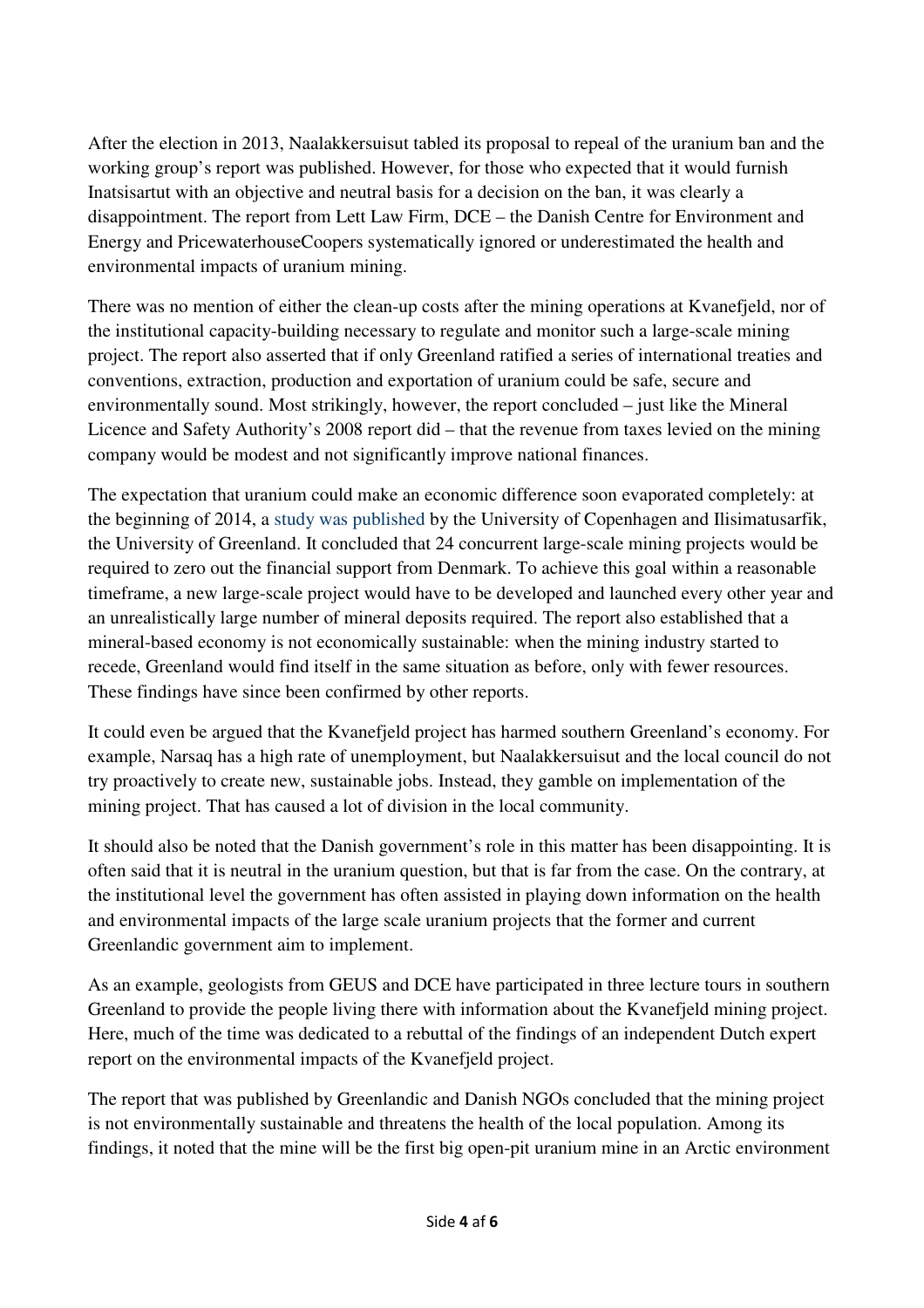After the election in 2013, Naalakkersuisut tabled its proposal to repeal of the uranium ban and the working group's report was published. However, for those who expected that it would furnish Inatsisartut with an objective and neutral basis for a decision on the ban, it was clearly a disappointment. The report from Lett Law Firm, DCE – the Danish Centre for Environment and Energy and PricewaterhouseCoopers systematically ignored or underestimated the health and environmental impacts of uranium mining.

There was no mention of either the clean-up costs after the mining operations at Kvanefjeld, nor of the institutional capacity-building necessary to regulate and monitor such a large-scale mining project. The report also asserted that if only Greenland ratified a series of international treaties and conventions, extraction, production and exportation of uranium could be safe, secure and environmentally sound. Most strikingly, however, the report concluded – just like the Mineral Licence and Safety Authority's 2008 report did – that the revenue from taxes levied on the mining company would be modest and not significantly improve national finances.

The expectation that uranium could make an economic difference soon evaporated completely: at the beginning of 2014, a study was published by the University of Copenhagen and Ilisimatusarfik, the University of Greenland. It concluded that 24 concurrent large-scale mining projects would be required to zero out the financial support from Denmark. To achieve this goal within a reasonable timeframe, a new large-scale project would have to be developed and launched every other year and an unrealistically large number of mineral deposits required. The report also established that a mineral-based economy is not economically sustainable: when the mining industry started to recede, Greenland would find itself in the same situation as before, only with fewer resources. These findings have since been confirmed by other reports.

It could even be argued that the Kvanefjeld project has harmed southern Greenland's economy. For example, Narsaq has a high rate of unemployment, but Naalakkersuisut and the local council do not try proactively to create new, sustainable jobs. Instead, they gamble on implementation of the mining project. That has caused a lot of division in the local community.

It should also be noted that the Danish government's role in this matter has been disappointing. It is often said that it is neutral in the uranium question, but that is far from the case. On the contrary, at the institutional level the government has often assisted in playing down information on the health and environmental impacts of the large scale uranium projects that the former and current Greenlandic government aim to implement.

As an example, geologists from GEUS and DCE have participated in three lecture tours in southern Greenland to provide the people living there with information about the Kvanefjeld mining project. Here, much of the time was dedicated to a rebuttal of the findings of an independent Dutch expert report on the environmental impacts of the Kvanefjeld project.

The report that was published by Greenlandic and Danish NGOs concluded that the mining project is not environmentally sustainable and threatens the health of the local population. Among its findings, it noted that the mine will be the first big open-pit uranium mine in an Arctic environment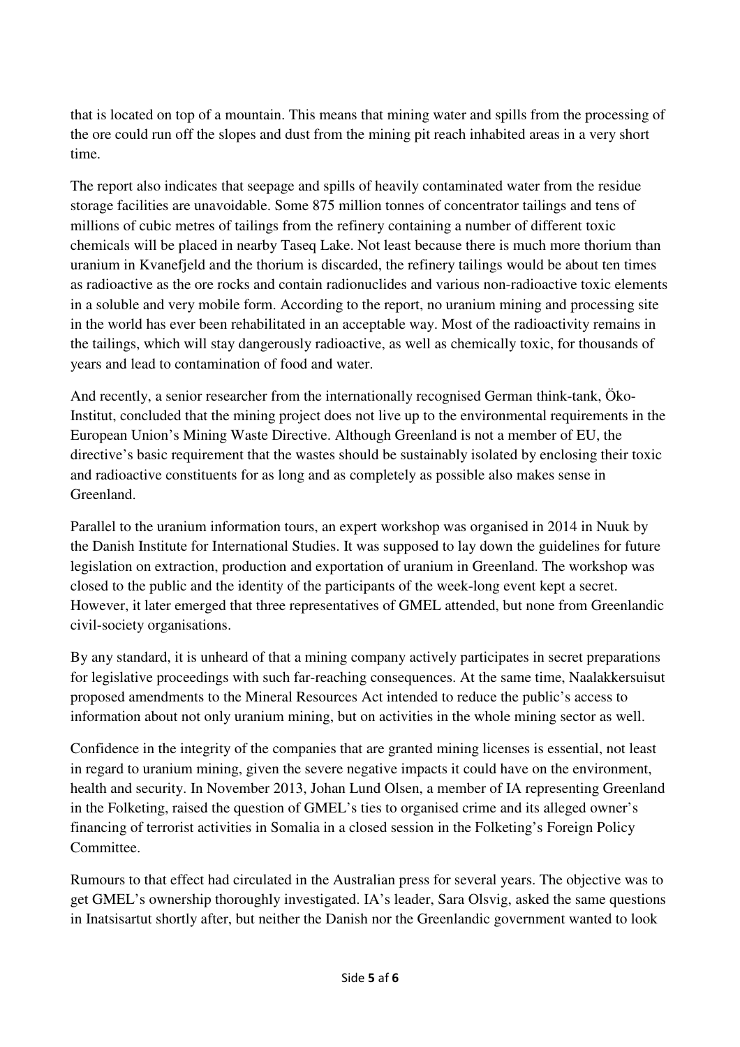that is located on top of a mountain. This means that mining water and spills from the processing of the ore could run off the slopes and dust from the mining pit reach inhabited areas in a very short time.

The report also indicates that seepage and spills of heavily contaminated water from the residue storage facilities are unavoidable. Some 875 million tonnes of concentrator tailings and tens of millions of cubic metres of tailings from the refinery containing a number of different toxic chemicals will be placed in nearby Taseq Lake. Not least because there is much more thorium than uranium in Kvanefjeld and the thorium is discarded, the refinery tailings would be about ten times as radioactive as the ore rocks and contain radionuclides and various non-radioactive toxic elements in a soluble and very mobile form. According to the report, no uranium mining and processing site in the world has ever been rehabilitated in an acceptable way. Most of the radioactivity remains in the tailings, which will stay dangerously radioactive, as well as chemically toxic, for thousands of years and lead to contamination of food and water.

And recently, a senior researcher from the internationally recognised German think-tank, Öko-Institut, concluded that the mining project does not live up to the environmental requirements in the European Union's Mining Waste Directive. Although Greenland is not a member of EU, the directive's basic requirement that the wastes should be sustainably isolated by enclosing their toxic and radioactive constituents for as long and as completely as possible also makes sense in Greenland.

Parallel to the uranium information tours, an expert workshop was organised in 2014 in Nuuk by the Danish Institute for International Studies. It was supposed to lay down the guidelines for future legislation on extraction, production and exportation of uranium in Greenland. The workshop was closed to the public and the identity of the participants of the week-long event kept a secret. However, it later emerged that three representatives of GMEL attended, but none from Greenlandic civil-society organisations.

By any standard, it is unheard of that a mining company actively participates in secret preparations for legislative proceedings with such far-reaching consequences. At the same time, Naalakkersuisut proposed amendments to the Mineral Resources Act intended to reduce the public's access to information about not only uranium mining, but on activities in the whole mining sector as well.

Confidence in the integrity of the companies that are granted mining licenses is essential, not least in regard to uranium mining, given the severe negative impacts it could have on the environment, health and security. In November 2013, Johan Lund Olsen, a member of IA representing Greenland in the Folketing, raised the question of GMEL's ties to organised crime and its alleged owner's financing of terrorist activities in Somalia in a closed session in the Folketing's Foreign Policy Committee.

Rumours to that effect had circulated in the Australian press for several years. The objective was to get GMEL's ownership thoroughly investigated. IA's leader, Sara Olsvig, asked the same questions in Inatsisartut shortly after, but neither the Danish nor the Greenlandic government wanted to look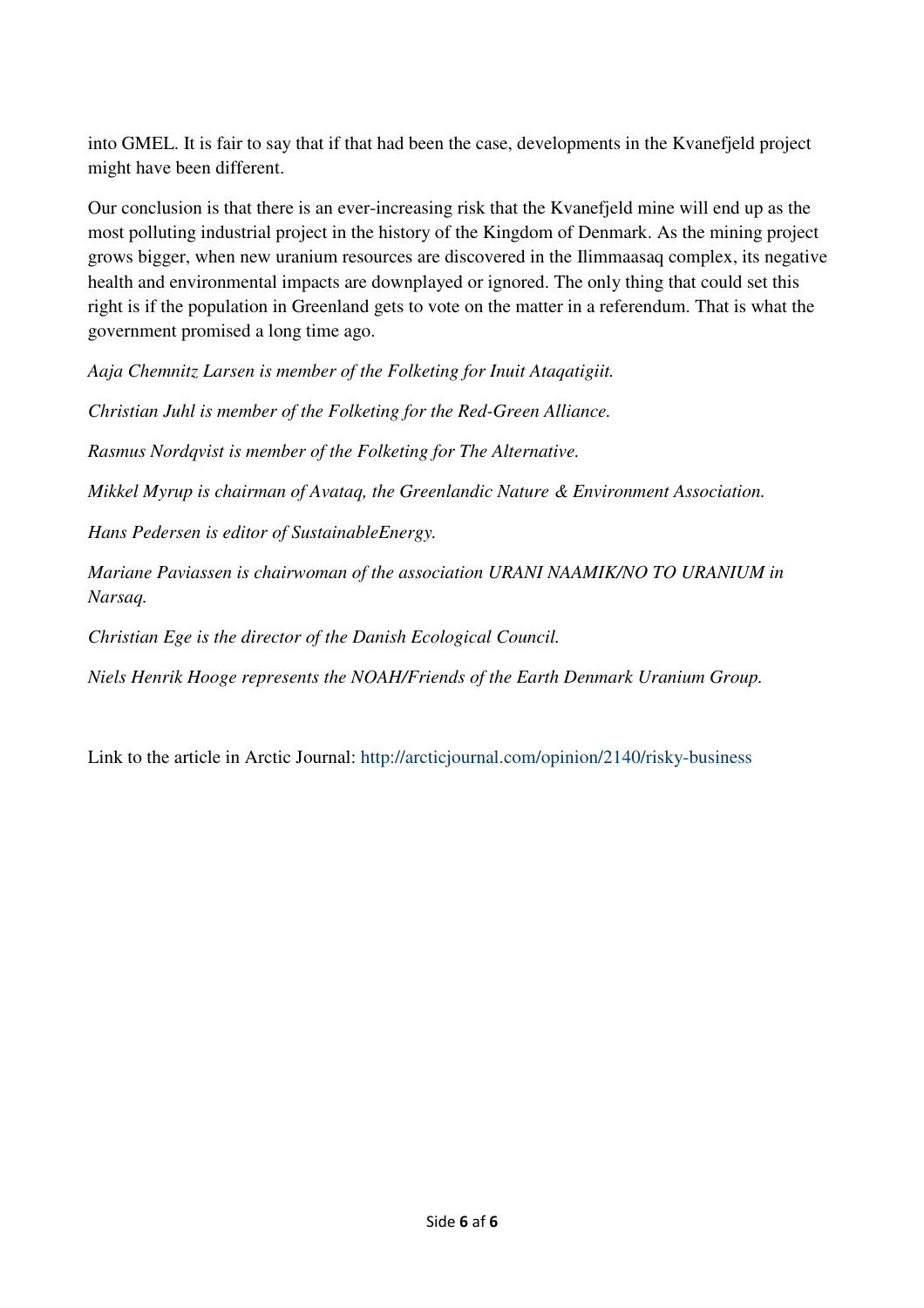into GMEL. It is fair to say that if that had been the case, developments in the Kvanefjeld project might have been different.

Our conclusion is that there is an ever-increasing risk that the Kvanefjeld mine will end up as the most polluting industrial project in the history of the Kingdom of Denmark. As the mining project grows bigger, when new uranium resources are discovered in the Ilimmaasaq complex, its negative health and environmental impacts are downplayed or ignored. The only thing that could set this right is if the population in Greenland gets to vote on the matter in a referendum. That is what the government promised a long time ago.

*Aaja Chemnitz Larsen is member of the Folketing for Inuit Ataqatigiit.*

*Christian Juhl is member of the Folketing for the Red-Green Alliance.*

*Rasmus Nordqvist is member of the Folketing for The Alternative.*

*Mikkel Myrup is chairman of Avataq, the Greenlandic Nature & Environment Association.*

*Hans Pedersen is editor of SustainableEnergy.*

*Mariane Paviassen is chairwoman of the association URANI NAAMIK/NO TO URANIUM in Narsaq.*

*Christian Ege is the director of the Danish Ecological Council.*

*Niels Henrik Hooge represents the NOAH/Friends of the Earth Denmark Uranium Group.*

Link to the article in Arctic Journal: http://arcticjournal.com/opinion/2140/risky-business